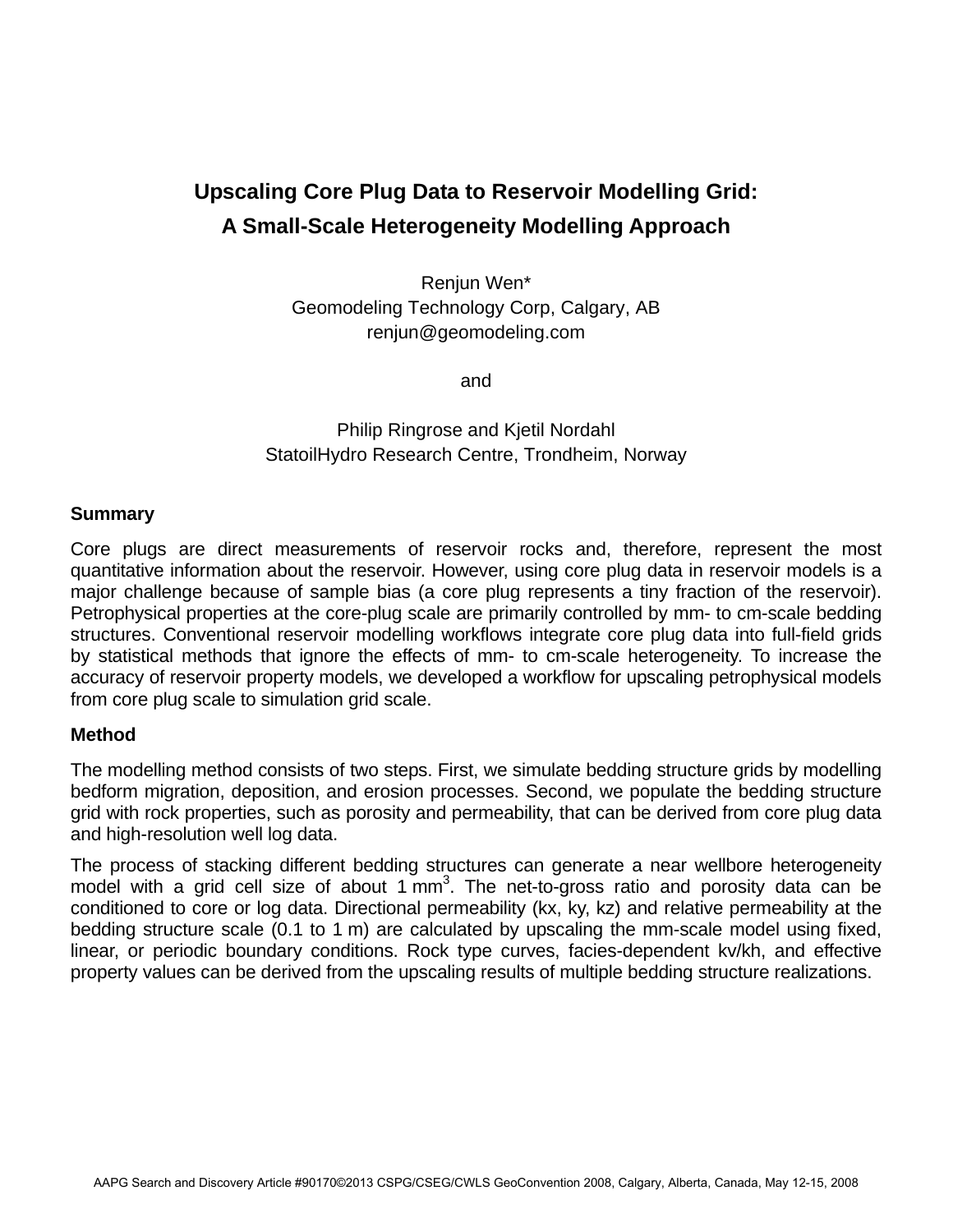# Upscaling Core Plug Data to Reservoir Modelling Grid: A Small-Scale Heterogeneity Modelling Approach

Renjun Wen*
Geomodeling Technology Corp, Calgary, AB
renjun@geomodeling.com

and

Philip Ringrose and Kjetil Nordahl
StatoilHydro Research Centre, Trondheim, Norway

## Summary

Core plugs are direct measurements of reservoir rocks and, therefore, represent the most quantitative information about the reservoir. However, using core plug data in reservoir models is a major challenge because of sample bias (a core plug represents a tiny fraction of the reservoir). Petrophysical properties at the core-plug scale are primarily controlled by mm- to cm-scale bedding structures. Conventional reservoir modelling workflows integrate core plug data into full-field grids by statistical methods that ignore the effects of mm- to cm-scale heterogeneity. To increase the accuracy of reservoir property models, we developed a workflow for upscaling petrophysical models from core plug scale to simulation grid scale.

## Method

The modelling method consists of two steps. First, we simulate bedding structure grids by modelling bedform migration, deposition, and erosion processes. Second, we populate the bedding structure grid with rock properties, such as porosity and permeability, that can be derived from core plug data and high-resolution well log data.

The process of stacking different bedding structures can generate a near wellbore heterogeneity model with a grid cell size of about 1 $mm^3$. The net-to-gross ratio and porosity data can be conditioned to core or log data. Directional permeability (kx, ky, kz) and relative permeability at the bedding structure scale (0.1 to 1 m) are calculated by upscaling the mm-scale model using fixed, linear, or periodic boundary conditions. Rock type curves, facies-dependent kv/kh, and effective property values can be derived from the upscaling results of multiple bedding structure realizations.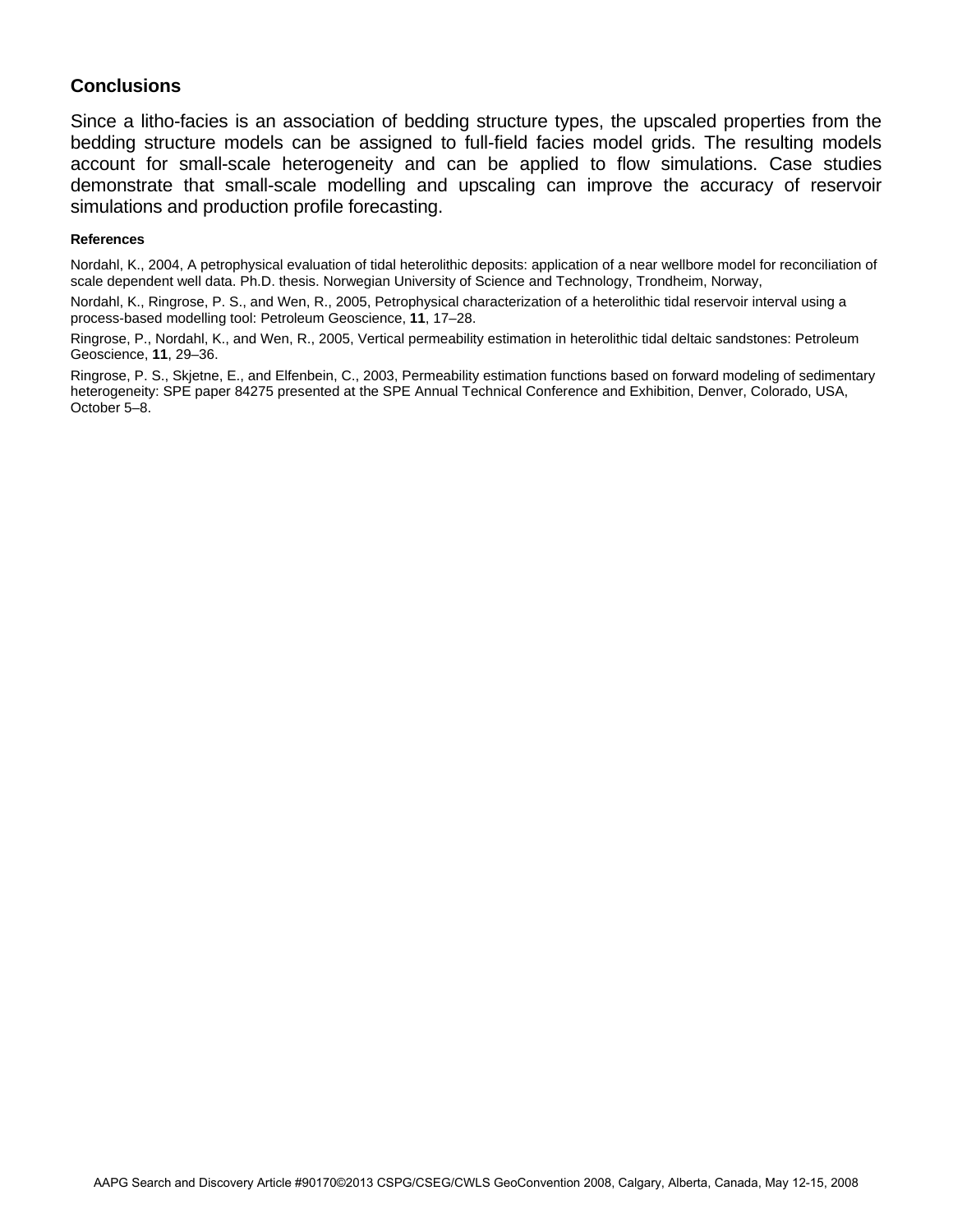## Conclusions

Since a litho-facies is an association of bedding structure types, the upscaled properties from the bedding structure models can be assigned to full-field facies model grids. The resulting models account for small-scale heterogeneity and can be applied to flow simulations. Case studies demonstrate that small-scale modelling and upscaling can improve the accuracy of reservoir simulations and production profile forecasting.

#### References

Nordahl, K., 2004, A petrophysical evaluation of tidal heterolithic deposits: application of a near wellbore model for reconciliation of scale dependent well data. Ph.D. thesis. Norwegian University of Science and Technology, Trondheim, Norway,

Nordahl, K., Ringrose, P. S., and Wen, R., 2005, Petrophysical characterization of a heterolithic tidal reservoir interval using a process-based modelling tool: Petroleum Geoscience, **11**, 17–28.

Ringrose, P., Nordahl, K., and Wen, R., 2005, Vertical permeability estimation in heterolithic tidal deltaic sandstones: Petroleum Geoscience, **11**, 29–36.

Ringrose, P. S., Skjetne, E., and Elfenbein, C., 2003, Permeability estimation functions based on forward modeling of sedimentary heterogeneity: SPE paper 84275 presented at the SPE Annual Technical Conference and Exhibition, Denver, Colorado, USA, October 5–8.